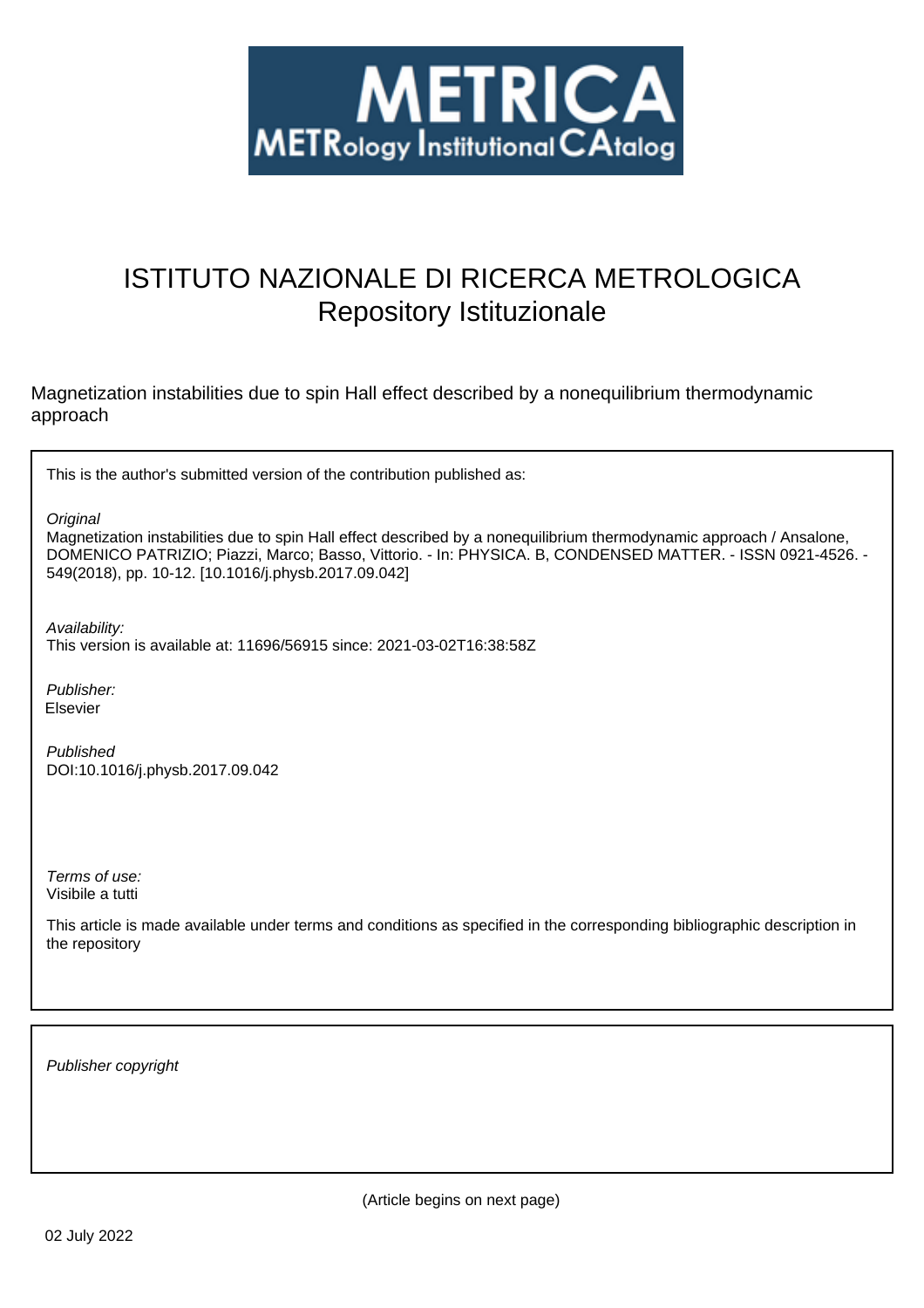# ISTITUTO NAZIONALE DI RICERCA METROLOGICA
## Repository Istituzionale

Magnetization instabilities due to spin Hall effect described by a nonequilibrium thermodynamic approach

This is the author's submitted version of the contribution published as:

*Original*
Magnetization instabilities due to spin Hall effect described by a nonequilibrium thermodynamic approach / Ansalone, DOMENICO PATRIZIO; Piazzi, Marco; Basso, Vittorio. - In: PHYSICA. B, CONDENSED MATTER. - ISSN 0921-4526. - 549(2018), pp. 10-12. [10.1016/j.physb.2017.09.042]

*Availability:*
This version is available at: 11696/56915 since: 2021-03-02T16:38:58Z

*Publisher:*
Elsevier

*Published*
DOI:10.1016/j.physb.2017.09.042

*Terms of use:*
Visibile a tutti

This article is made available under terms and conditions as specified in the corresponding bibliographic description in the repository

*Publisher copyright*

(Article begins on next page)

02 July 2022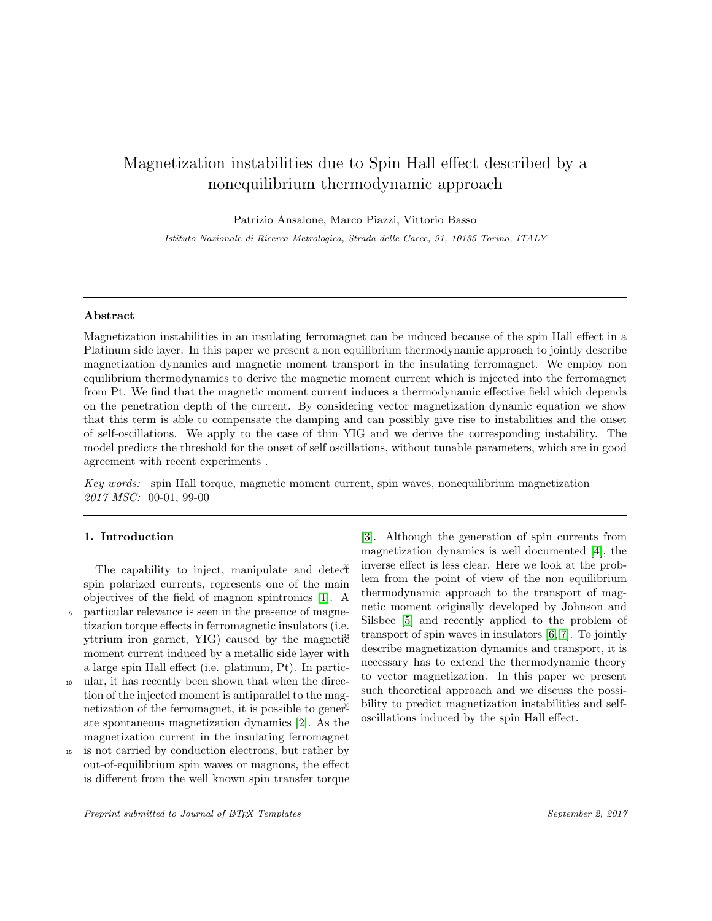# Magnetization instabilities due to Spin Hall effect described by a nonequilibrium thermodynamic approach

Patrizio Ansalone, Marco Piazzi, Vittorio Basso

*Istituto Nazionale di Ricerca Metrologica, Strada delle Cacce, 91, 10135 Torino, ITALY*

---

## Abstract

Magnetization instabilities in an insulating ferromagnet can be induced because of the spin Hall effect in a Platinum side layer. In this paper we present a non equilibrium thermodynamic approach to jointly describe magnetization dynamics and magnetic moment transport in the insulating ferromagnet. We employ non equilibrium thermodynamics to derive the magnetic moment current which is injected into the ferromagnet from Pt. We find that the magnetic moment current induces a thermodynamic effective field which depends on the penetration depth of the current. By considering vector magnetization dynamic equation we show that this term is able to compensate the damping and can possibly give rise to instabilities and the onset of self-oscillations. We apply to the case of thin YIG and we derive the corresponding instability. The model predicts the threshold for the onset of self oscillations, without tunable parameters, which are in good agreement with recent experiments .

*Key words:* spin Hall torque, magnetic moment current, spin waves, nonequilibrium magnetization
*2017 MSC:* 00-01, 99-00

---

## 1. Introduction

The capability to inject, manipulate and detect spin polarized currents, represents one of the main objectives of the field of magnon spintronics [1]. A particular relevance is seen in the presence of magnetization torque effects in ferromagnetic insulators (i.e. yttrium iron garnet, YIG) caused by the magnetic moment current induced by a metallic side layer with a large spin Hall effect (i.e. platinum, Pt). In particular, it has recently been shown that when the direction of the injected moment is antiparallel to the magnetization of the ferromagnet, it is possible to generate spontaneous magnetization dynamics [2]. As the magnetization current in the insulating ferromagnet is not carried by conduction electrons, but rather by out-of-equilibrium spin waves or magnons, the effect is different from the well known spin transfer torque [3]. Although the generation of spin currents from magnetization dynamics is well documented [4], the inverse effect is less clear. Here we look at the problem from the point of view of the non equilibrium thermodynamic approach to the transport of magnetic moment originally developed by Johnson and Silsbee [5] and recently applied to the problem of transport of spin waves in insulators [6, 7]. To jointly describe magnetization dynamics and transport, it is necessary has to extend the thermodynamic theory to vector magnetization. In this paper we present such theoretical approach and we discuss the possibility to predict magnetization instabilities and self-oscillations induced by the spin Hall effect.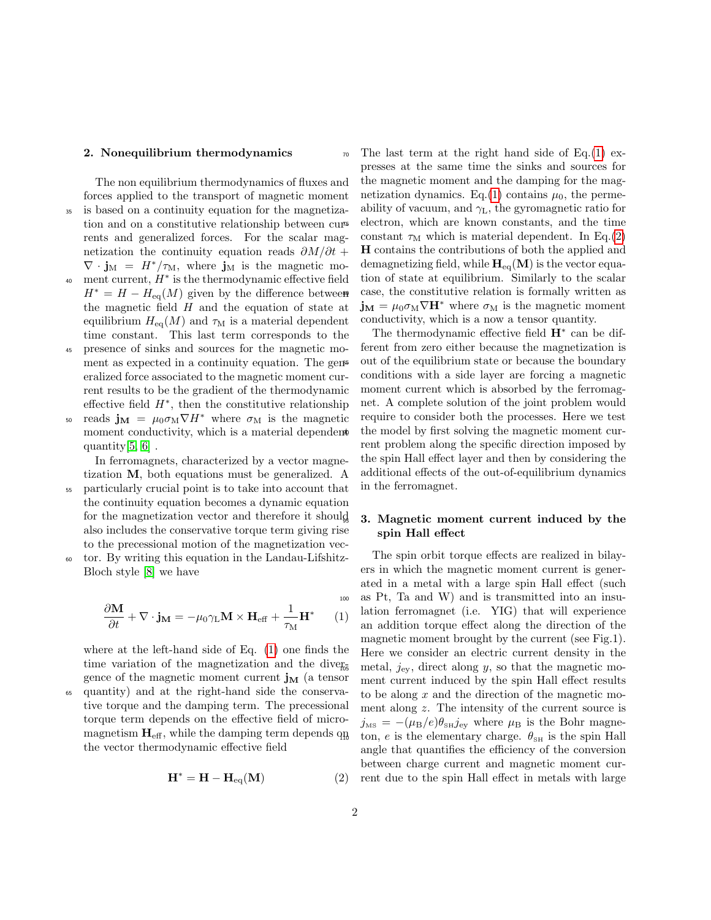## 2. Nonequilibrium thermodynamics

The non equilibrium thermodynamics of fluxes and forces applied to the transport of magnetic moment is based on a continuity equation for the magnetization and on a constitutive relationship between currents and generalized forces. For the scalar magnetization the continuity equation reads $\partial M/\partial t + \nabla \cdot \mathbf{j}_{\mathrm{M}} = H^*/\tau_{\mathrm{M}}$, where $\mathbf{j}_{\mathrm{M}}$ is the magnetic moment current, $H^*$ is the thermodynamic effective field $H^* = H - H_{\mathrm{eq}}(M)$ given by the difference between the magnetic field $H$ and the equation of state at equilibrium $H_{\mathrm{eq}}(M)$ and $\tau_{\mathrm{M}}$ is a material dependent time constant. This last term corresponds to the presence of sinks and sources for the magnetic moment as expected in a continuity equation. The generalized force associated to the magnetic moment current results to be the gradient of the thermodynamic effective field $H^*$, then the constitutive relationship reads $\mathbf{j}_{\mathbf{M}} = \mu_0 \sigma_{\mathrm{M}} \nabla H^*$ where $\sigma_{\mathrm{M}}$ is the magnetic moment conductivity, which is a material dependent quantity[5, 6] .

In ferromagnets, characterized by a vector magnetization $\mathbf{M}$, both equations must be generalized. A particularly crucial point is to take into account that the continuity equation becomes a dynamic equation for the magnetization vector and therefore it should also includes the conservative torque term giving rise to the precessional motion of the magnetization vector. By writing this equation in the Landau-Lifshitz-Bloch style [8] we have

$$\frac{\partial \mathbf{M}}{\partial t} + \nabla \cdot \mathbf{j}_{\mathbf{M}} = -\mu_0 \gamma_{\mathrm{L}} \mathbf{M} \times \mathbf{H}_{\mathrm{eff}} + \frac{1}{\tau_{\mathrm{M}}} \mathbf{H}^* \qquad (1)$$

where at the left-hand side of Eq. (1) one finds the time variation of the magnetization and the divergence of the magnetic moment current $\mathbf{j}_{\mathbf{M}}$ (a tensor quantity) and at the right-hand side the conservative torque and the damping term. The precessional torque term depends on the effective field of micromagnetism $\mathbf{H}_{\mathrm{eff}}$, while the damping term depends on the vector thermodynamic effective field

$$\mathbf{H}^* = \mathbf{H} - \mathbf{H}_{\mathrm{eq}}(\mathbf{M}) \qquad (2)$$

The last term at the right hand side of Eq.(1) expresses at the same time the sinks and sources for the magnetic moment and the damping for the magnetization dynamics. Eq.(1) contains $\mu_0$, the permeability of vacuum, and $\gamma_{\mathrm{L}}$, the gyromagnetic ratio for electron, which are known constants, and the time constant $\tau_{\mathrm{M}}$ which is material dependent. In Eq.(2) $\mathbf{H}$ contains the contributions of both the applied and demagnetizing field, while $\mathbf{H}_{\mathrm{eq}}(\mathbf{M})$ is the vector equation of state at equilibrium. Similarly to the scalar case, the constitutive relation is formally written as $\mathbf{j}_{\mathbf{M}} = \mu_0 \sigma_{\mathrm{M}} \nabla \mathbf{H}^*$ where $\sigma_{\mathrm{M}}$ is the magnetic moment conductivity, which is a now a tensor quantity.

The thermodynamic effective field $\mathbf{H}^*$ can be different from zero either because the magnetization is out of the equilibrium state or because the boundary conditions with a side layer are forcing a magnetic moment current which is absorbed by the ferromagnet. A complete solution of the joint problem would require to consider both the processes. Here we test the model by first solving the magnetic moment current problem along the specific direction imposed by the spin Hall effect layer and then by considering the additional effects of the out-of-equilibrium dynamics in the ferromagnet.

## 3. Magnetic moment current induced by the spin Hall effect

The spin orbit torque effects are realized in bilayers in which the magnetic moment current is generated in a metal with a large spin Hall effect (such as Pt, Ta and W) and is transmitted into an insulation ferromagnet (i.e. YIG) that will experience an addition torque effect along the direction of the magnetic moment brought by the current (see Fig.1). Here we consider an electric current density in the metal, $j_{\mathrm{ey}}$, direct along $y$, so that the magnetic moment current induced by the spin Hall effect results to be along $x$ and the direction of the magnetic moment along $z$. The intensity of the current source is $j_{\mathrm{MS}} = -(\mu_{\mathrm{B}}/e)\theta_{\mathrm{SH}} j_{\mathrm{ey}}$ where $\mu_{\mathrm{B}}$ is the Bohr magneton, $e$ is the elementary charge. $\theta_{\mathrm{SH}}$ is the spin Hall angle that quantifies the efficiency of the conversion between charge current and magnetic moment current due to the spin Hall effect in metals with large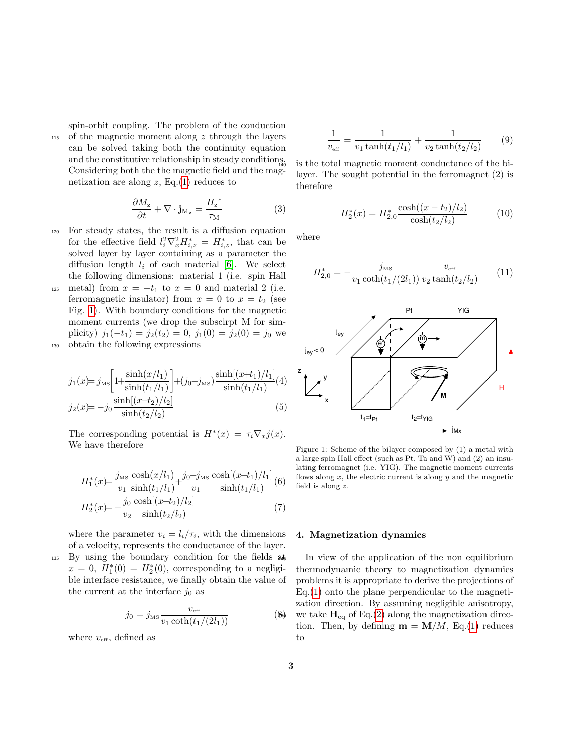spin-orbit coupling. The problem of the conduction of the magnetic moment along $z$ through the layers can be solved taking both the continuity equation and the constitutive relationship in steady conditions. Considering both the the magnetic field and the magnetization are along $z$, Eq.(1) reduces to

$$\frac{\partial M_z}{\partial t} + \nabla \cdot \mathbf{j}_{M_z} = \frac{H_z{}^*}{\tau_M} \tag{3}$$

For steady states, the result is a diffusion equation for the effective field $l_i^2 \nabla_x^2 H_{i,z}^* = H_{i,z}^*$, that can be solved layer by layer containing as a parameter the diffusion length $l_i$ of each material [6]. We select the following dimensions: material 1 (i.e. spin Hall metal) from $x = -t_1$ to $x = 0$ and material 2 (i.e. ferromagnetic insulator) from $x = 0$ to $x = t_2$ (see Fig. 1). With boundary conditions for the magnetic moment currents (we drop the subscirpt M for simplicity) $j_1(-t_1) = j_2(t_2) = 0$, $j_1(0) = j_2(0) = j_0$ we obtain the following expressions

$$j_1(x) = j_{MS}\left[1 + \frac{\sinh(x/l_1)}{\sinh(t_1/l_1)}\right] + (j_0 - j_{MS})\frac{\sinh[(x+t_1)/l_1]}{\sinh(t_1/l_1)} \tag{4}$$

$$j_2(x) = -j_0 \frac{\sinh[(x-t_2)/l_2]}{\sinh(t_2/l_2)} \tag{5}$$

The corresponding potential is $H^*(x) = \tau_i \nabla_x j(x)$. We have therefore

$$H_1^*(x) = \frac{j_{MS}}{v_1}\frac{\cosh(x/l_1)}{\sinh(t_1/l_1)} + \frac{j_0 - j_{MS}}{v_1}\frac{\cosh[(x+t_1)/l_1]}{\sinh(t_1/l_1)} \tag{6}$$

$$H_2^*(x) = -\frac{j_0}{v_2}\frac{\cosh[(x-t_2)/l_2]}{\sinh(t_2/l_2)} \tag{7}$$

where the parameter $v_i = l_i/\tau_i$, with the dimensions of a velocity, represents the conductance of the layer. By using the boundary condition for the fields at $x = 0$, $H_1^*(0) = H_2^*(0)$, corresponding to a negligible interface resistance, we finally obtain the value of the current at the interface $j_0$ as

$$j_0 = j_{MS}\frac{v_{\text{eff}}}{v_1 \coth(t_1/(2l_1))} \tag{8}$$

where $v_{\text{eff}}$, defined as

$$\frac{1}{v_{\text{eff}}} = \frac{1}{v_1 \tanh(t_1/l_1)} + \frac{1}{v_2 \tanh(t_2/l_2)} \tag{9}$$

is the total magnetic moment conductance of the bilayer. The sought potential in the ferromagnet (2) is therefore

$$H_2^*(x) = H_{2,0}^*\frac{\cosh((x-t_2)/l_2)}{\cosh(t_2/l_2)} \tag{10}$$

where

$$H_{2,0}^* = -\frac{j_{MS}}{v_1 \coth(t_1/(2l_1))}\frac{v_{\text{eff}}}{v_2 \tanh(t_2/l_2)} \tag{11}$$

Figure 1: Scheme of the bilayer composed by (1) a metal with a large spin Hall effect (such as Pt, Ta and W) and (2) an insulating ferromagnet (i.e. YIG). The magnetic moment currents flows along $x$, the electric current is along $y$ and the magnetic field is along $z$.

## 4. Magnetization dynamics

In view of the application of the non equilibrium thermodynamic theory to magnetization dynamics problems it is appropriate to derive the projections of Eq.(1) onto the plane perpendicular to the magnetization direction. By assuming negligible anisotropy, we take $\mathbf{H}_{\text{eq}}$ of Eq.(2) along the magnetization direction. Then, by defining $\mathbf{m} = \mathbf{M}/M$, Eq.(1) reduces to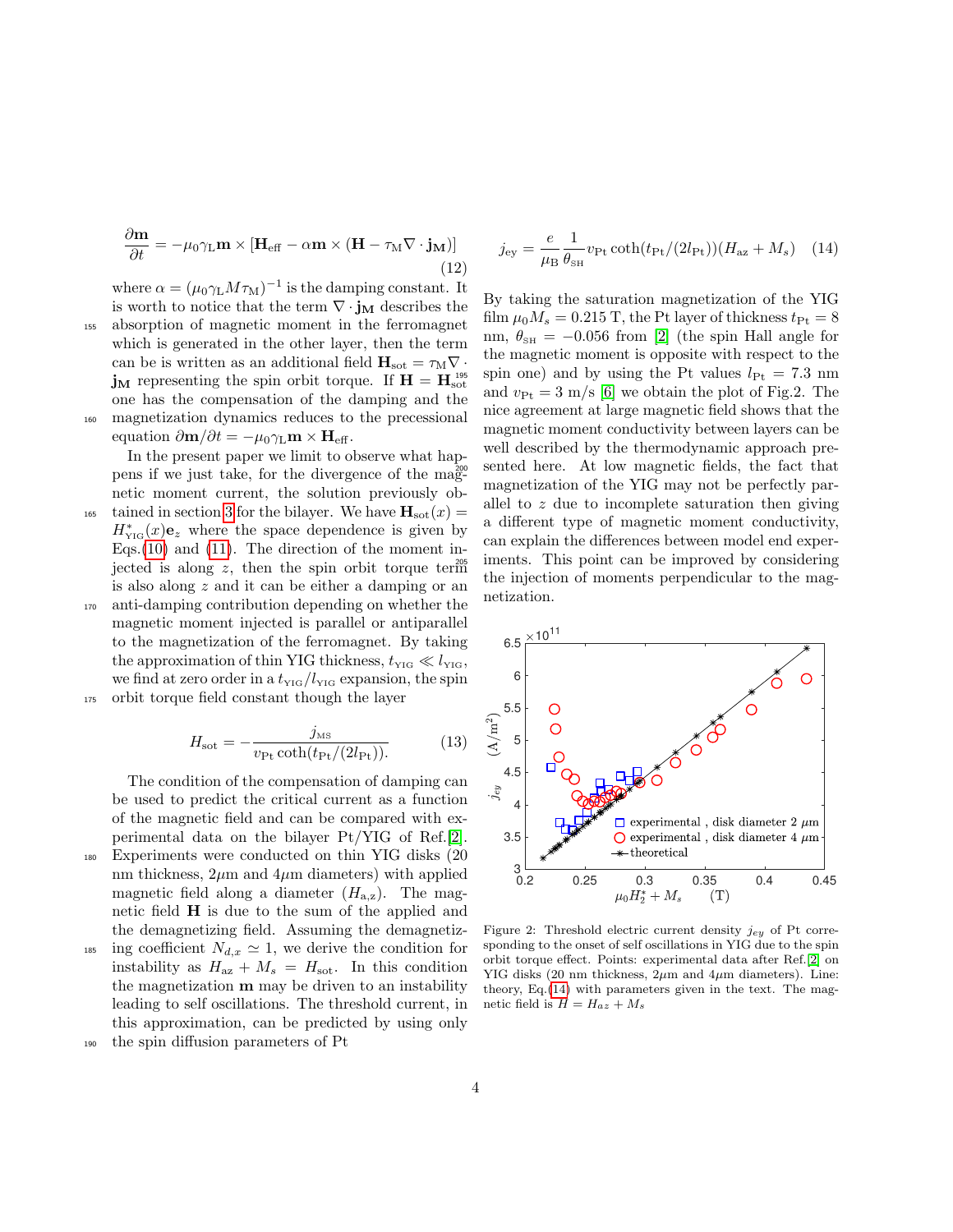$$\frac{\partial \mathbf{m}}{\partial t} = -\mu_0 \gamma_{\rm L} \mathbf{m} \times [\mathbf{H}_{\rm eff} - \alpha \mathbf{m} \times (\mathbf{H} - \tau_{\rm M} \nabla \cdot \mathbf{j_M})] \tag{12}$$

where $\alpha = (\mu_0 \gamma_{\rm L} M \tau_{\rm M})^{-1}$ is the damping constant. It is worth to notice that the term $\nabla \cdot \mathbf{j_M}$ describes the absorption of magnetic moment in the ferromagnet which is generated in the other layer, then the term can be is written as an additional field $\mathbf{H}_{\rm sot} = \tau_{\rm M} \nabla \cdot \mathbf{j_M}$ representing the spin orbit torque. If $\mathbf{H} = \mathbf{H}_{\rm sot}$ one has the compensation of the damping and the magnetization dynamics reduces to the precessional equation $\partial \mathbf{m}/\partial t = -\mu_0 \gamma_{\rm L} \mathbf{m} \times \mathbf{H}_{\rm eff}$.

In the present paper we limit to observe what happens if we just take, for the divergence of the magnetic moment current, the solution previously obtained in section 3 for the bilayer. We have $\mathbf{H}_{\rm sot}(x) = H^*_{\rm YIG}(x)\mathbf{e}_z$ where the space dependence is given by Eqs.(10) and (11). The direction of the moment injected is along $z$, then the spin orbit torque term is also along $z$ and it can be either a damping or an anti-damping contribution depending on whether the magnetic moment injected is parallel or antiparallel to the magnetization of the ferromagnet. By taking the approximation of thin YIG thickness, $t_{\rm YIG} \ll l_{\rm YIG}$, we find at zero order in a $t_{\rm YIG}/l_{\rm YIG}$ expansion, the spin orbit torque field constant though the layer

$$H_{\rm sot} = -\frac{j_{\rm MS}}{v_{\rm Pt} \coth(t_{\rm Pt}/(2l_{\rm Pt}))}. \tag{13}$$

The condition of the compensation of damping can be used to predict the critical current as a function of the magnetic field and can be compared with experimental data on the bilayer Pt/YIG of Ref.[2]. Experiments were conducted on thin YIG disks (20 nm thickness, $2\mu$m and $4\mu$m diameters) with applied magnetic field along a diameter ($H_{{\rm a},z}$). The magnetic field $\mathbf{H}$ is due to the sum of the applied and the demagnetizing field. Assuming the demagnetizing coefficient $N_{d,x} \simeq 1$, we derive the condition for instability as $H_{\rm az} + M_s = H_{\rm sot}$. In this condition the magnetization $\mathbf{m}$ may be driven to an instability leading to self oscillations. The threshold current, in this approximation, can be predicted by using only the spin diffusion parameters of Pt

$$j_{\rm ey} = \frac{e}{\mu_{\rm B}} \frac{1}{\theta_{\rm SH}} v_{\rm Pt} \coth(t_{\rm Pt}/(2l_{\rm Pt}))(H_{\rm az} + M_s) \tag{14}$$

By taking the saturation magnetization of the YIG film $\mu_0 M_s = 0.215$ T, the Pt layer of thickness $t_{\rm Pt} = 8$ nm, $\theta_{\rm SH} = -0.056$ from [2] (the spin Hall angle for the magnetic moment is opposite with respect to the spin one) and by using the Pt values $l_{\rm Pt} = 7.3$ nm and $v_{\rm Pt} = 3$ m/s [6] we obtain the plot of Fig.2. The nice agreement at large magnetic field shows that the magnetic moment conductivity between layers can be well described by the thermodynamic approach presented here. At low magnetic fields, the fact that magnetization of the YIG may not be perfectly parallel to $z$ due to incomplete saturation then giving a different type of magnetic moment conductivity, can explain the differences between model end experiments. This point can be improved by considering the injection of moments perpendicular to the magnetization.

Figure 2: Threshold electric current density $j_{ey}$ of Pt corresponding to the onset of self oscillations in YIG due to the spin orbit torque effect. Points: experimental data after Ref.[2] on YIG disks (20 nm thickness, $2\mu$m and $4\mu$m diameters). Line: theory, Eq.(14) with parameters given in the text. The magnetic field is $H = H_{az} + M_s$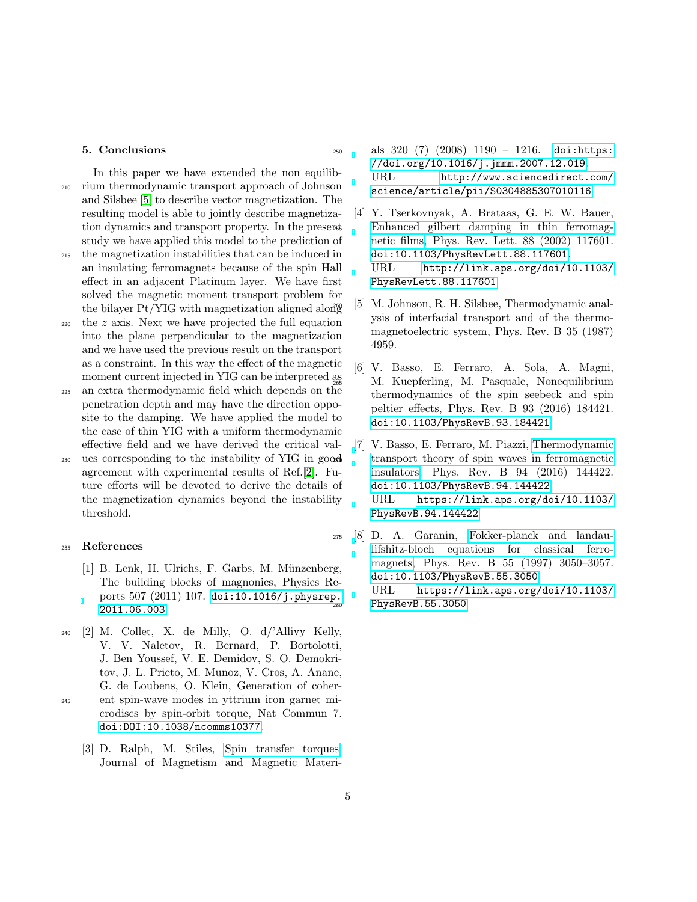## 5. Conclusions

In this paper we have extended the non equilibrium thermodynamic transport approach of Johnson and Silsbee [5] to describe vector magnetization. The resulting model is able to jointly describe magnetization dynamics and transport property. In the present study we have applied this model to the prediction of the magnetization instabilities that can be induced in an insulating ferromagnets because of the spin Hall effect in an adjacent Platinum layer. We have first solved the magnetic moment transport problem for the bilayer Pt/YIG with magnetization aligned along the $z$ axis. Next we have projected the full equation into the plane perpendicular to the magnetization and we have used the previous result on the transport as a constraint. In this way the effect of the magnetic moment current injected in YIG can be interpreted as an extra thermodynamic field which depends on the penetration depth and may have the direction opposite to the damping. We have applied the model to the case of thin YIG with a uniform thermodynamic effective field and we have derived the critical values corresponding to the instability of YIG in good agreement with experimental results of Ref.[2]. Future efforts will be devoted to derive the details of the magnetization dynamics beyond the instability threshold.

## References

[1] B. Lenk, H. Ulrichs, F. Garbs, M. Münzenberg, The building blocks of magnonics, Physics Reports 507 (2011) 107. doi:10.1016/j.physrep.2011.06.003

[2] M. Collet, X. de Milly, O. d/'Allivy Kelly, V. V. Naletov, R. Bernard, P. Bortolotti, J. Ben Youssef, V. E. Demidov, S. O. Demokritov, J. L. Prieto, M. Munoz, V. Cros, A. Anane, G. de Loubens, O. Klein, Generation of coherent spin-wave modes in yttrium iron garnet microdiscs by spin-orbit torque, Nat Commun 7. doi:DOI:10.1038/ncomms10377.

[3] D. Ralph, M. Stiles, Spin transfer torques, Journal of Magnetism and Magnetic Materials 320 (7) (2008) 1190 – 1216. doi:https://doi.org/10.1016/j.jmmm.2007.12.019. URL http://www.sciencedirect.com/science/article/pii/S0304885307010116

[4] Y. Tserkovnyak, A. Brataas, G. E. W. Bauer, Enhanced gilbert damping in thin ferromagnetic films, Phys. Rev. Lett. 88 (2002) 117601. doi:10.1103/PhysRevLett.88.117601. URL http://link.aps.org/doi/10.1103/PhysRevLett.88.117601

[5] M. Johnson, R. H. Silsbee, Thermodynamic analysis of interfacial transport and of the thermomagnetoelectric system, Phys. Rev. B 35 (1987) 4959.

[6] V. Basso, E. Ferraro, A. Sola, A. Magni, M. Kuepferling, M. Pasquale, Nonequilibrium thermodynamics of the spin seebeck and spin peltier effects, Phys. Rev. B 93 (2016) 184421. doi:10.1103/PhysRevB.93.184421

[7] V. Basso, E. Ferraro, M. Piazzi, Thermodynamic transport theory of spin waves in ferromagnetic insulators, Phys. Rev. B 94 (2016) 144422. doi:10.1103/PhysRevB.94.144422. URL https://link.aps.org/doi/10.1103/PhysRevB.94.144422

[8] D. A. Garanin, Fokker-planck and landau-lifshitz-bloch equations for classical ferromagnets, Phys. Rev. B 55 (1997) 3050–3057. doi:10.1103/PhysRevB.55.3050. URL https://link.aps.org/doi/10.1103/PhysRevB.55.3050